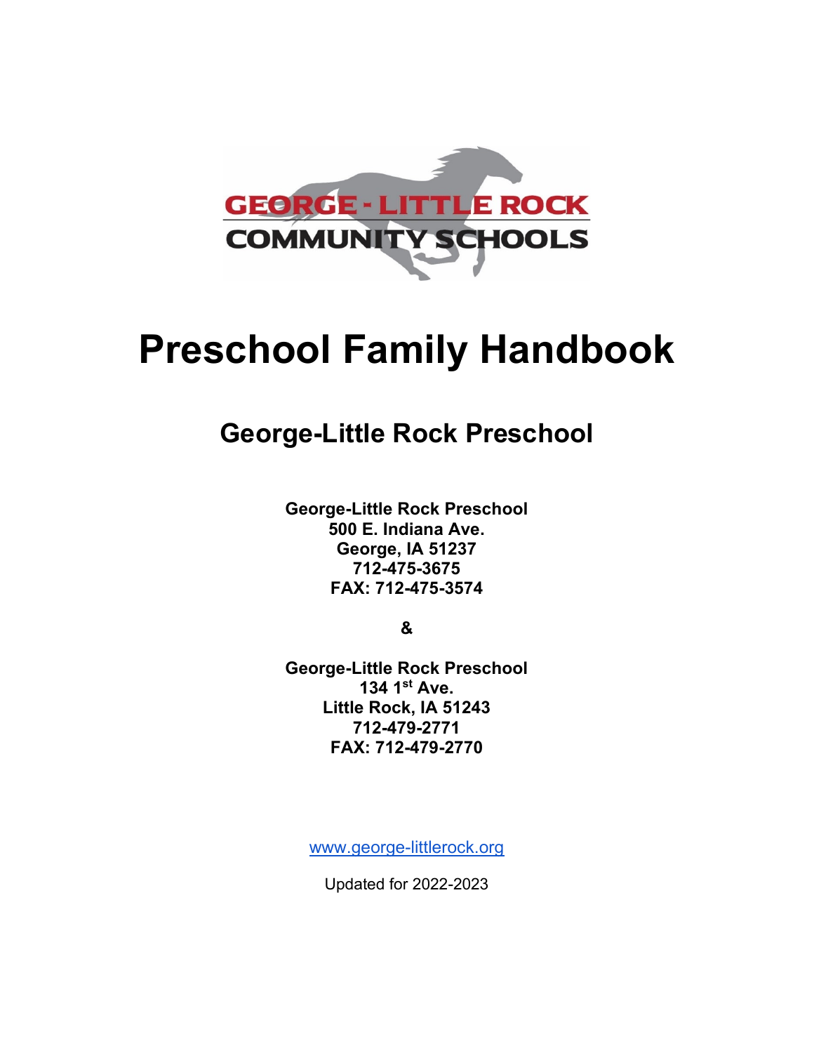GEORGE - LITTLE ROCK
COMMUNITY SCHOOLS

# Preschool Family Handbook

## George-Little Rock Preschool

**George-Little Rock Preschool**
**500 E. Indiana Ave.**
**George, IA 51237**
**712-475-3675**
**FAX: 712-475-3574**

**&**

**George-Little Rock Preschool**
**134 1st Ave.**
**Little Rock, IA 51243**
**712-479-2771**
**FAX: 712-479-2770**

www.george-littlerock.org

Updated for 2022-2023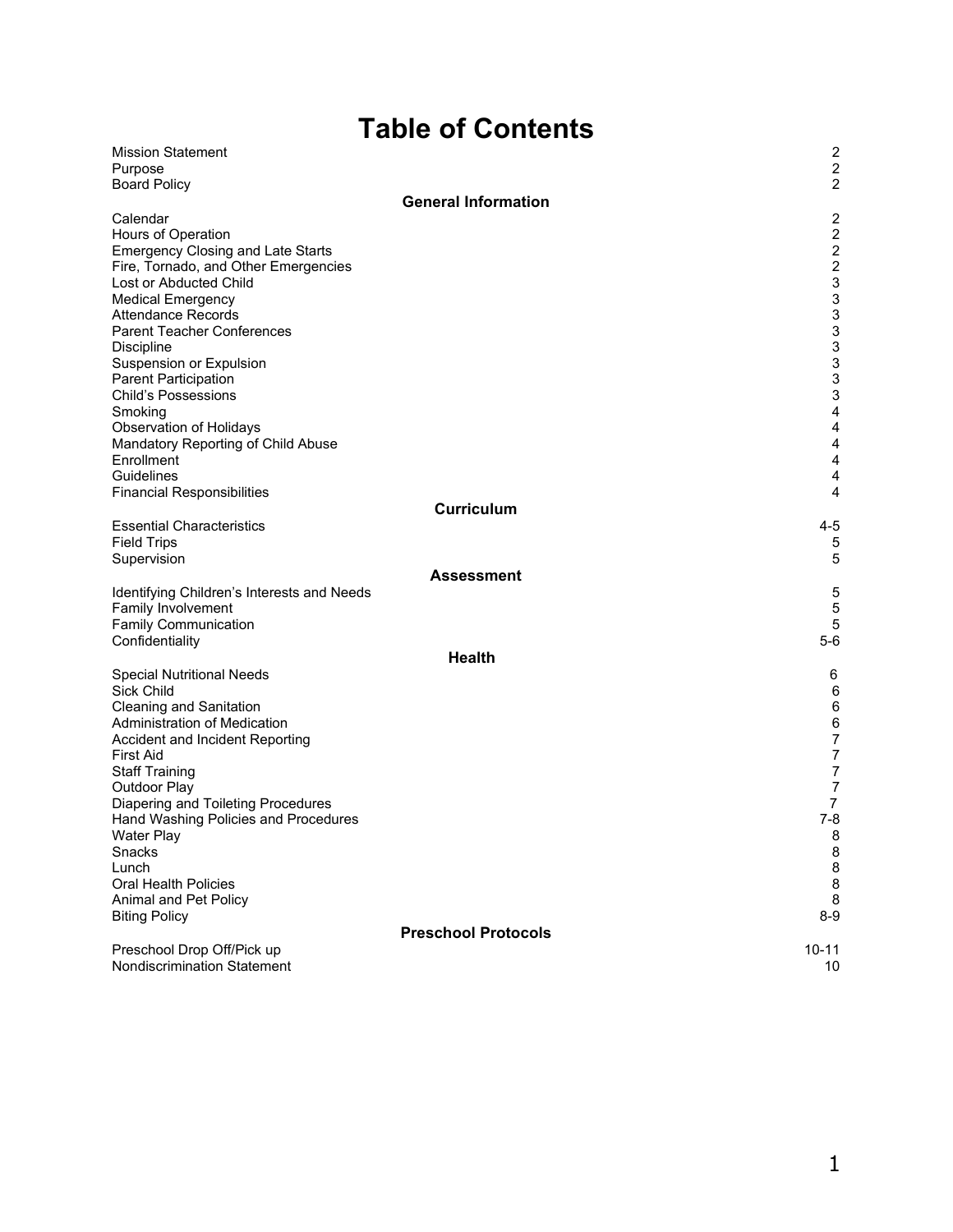# Table of Contents

| | |
|---|---|
| Mission Statement | 2 |
| Purpose | 2 |
| Board Policy | 2 |
| **General Information** | |
| Calendar | 2 |
| Hours of Operation | 2 |
| Emergency Closing and Late Starts | 2 |
| Fire, Tornado, and Other Emergencies | 2 |
| Lost or Abducted Child | 3 |
| Medical Emergency | 3 |
| Attendance Records | 3 |
| Parent Teacher Conferences | 3 |
| Discipline | 3 |
| Suspension or Expulsion | 3 |
| Parent Participation | 3 |
| Child's Possessions | 3 |
| Smoking | 4 |
| Observation of Holidays | 4 |
| Mandatory Reporting of Child Abuse | 4 |
| Enrollment | 4 |
| Guidelines | 4 |
| Financial Responsibilities | 4 |
| **Curriculum** | |
| Essential Characteristics | 4-5 |
| Field Trips | 5 |
| Supervision | 5 |
| **Assessment** | |
| Identifying Children's Interests and Needs | 5 |
| Family Involvement | 5 |
| Family Communication | 5 |
| Confidentiality | 5-6 |
| **Health** | |
| Special Nutritional Needs | 6 |
| Sick Child | 6 |
| Cleaning and Sanitation | 6 |
| Administration of Medication | 6 |
| Accident and Incident Reporting | 7 |
| First Aid | 7 |
| Staff Training | 7 |
| Outdoor Play | 7 |
| Diapering and Toileting Procedures | 7 |
| Hand Washing Policies and Procedures | 7-8 |
| Water Play | 8 |
| Snacks | 8 |
| Lunch | 8 |
| Oral Health Policies | 8 |
| Animal and Pet Policy | 8 |
| Biting Policy | 8-9 |
| **Preschool Protocols** | |
| Preschool Drop Off/Pick up | 10-11 |
| Nondiscrimination Statement | 10 |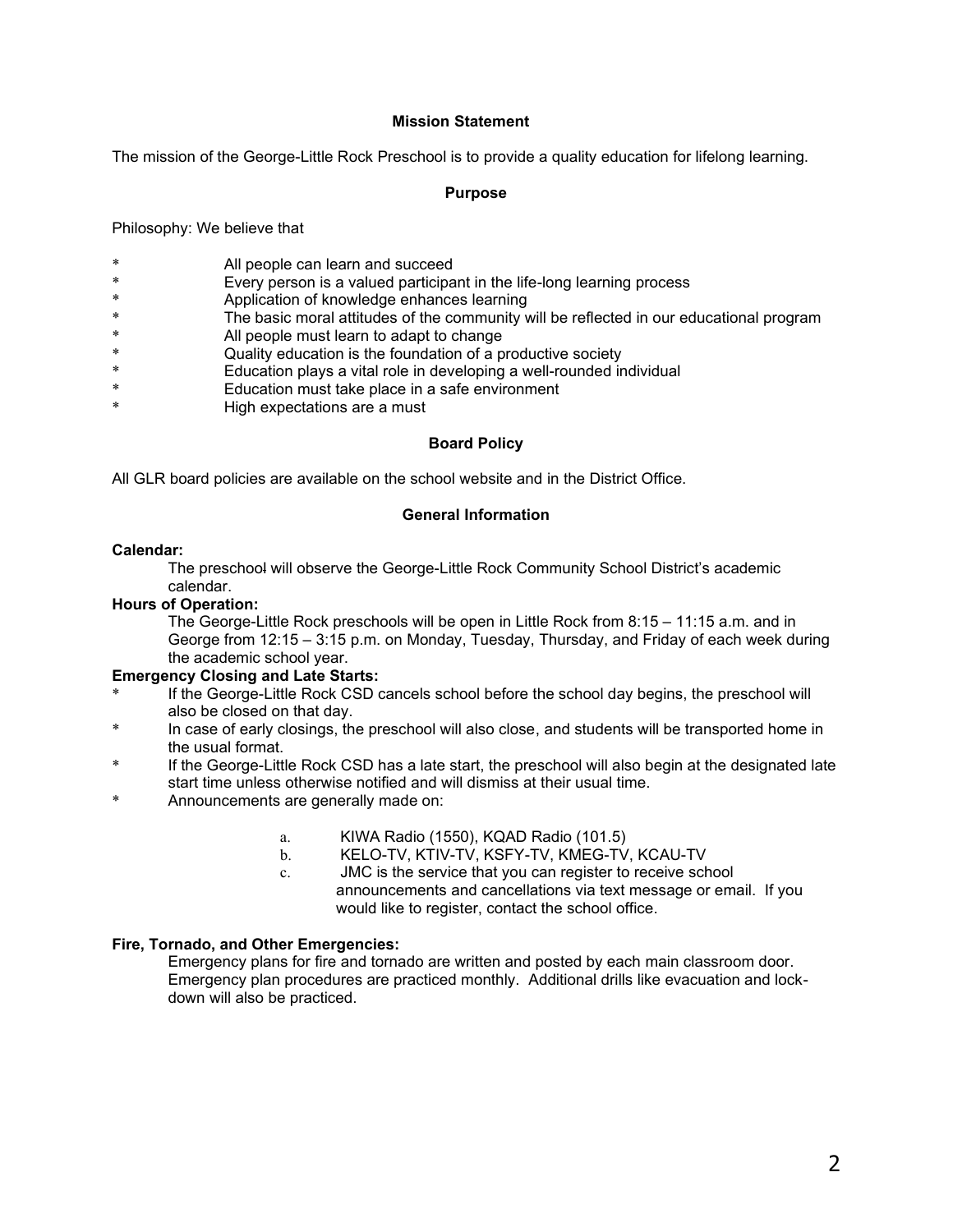## Mission Statement

The mission of the George-Little Rock Preschool is to provide a quality education for lifelong learning.

## Purpose

Philosophy: We believe that

* All people can learn and succeed
* Every person is a valued participant in the life-long learning process
* Application of knowledge enhances learning
* The basic moral attitudes of the community will be reflected in our educational program
* All people must learn to adapt to change
* Quality education is the foundation of a productive society
* Education plays a vital role in developing a well-rounded individual
* Education must take place in a safe environment
* High expectations are a must

## Board Policy

All GLR board policies are available on the school website and in the District Office.

## General Information

**Calendar:**

The preschool will observe the George-Little Rock Community School District's academic calendar.

**Hours of Operation:**

The George-Little Rock preschools will be open in Little Rock from 8:15 – 11:15 a.m. and in George from 12:15 – 3:15 p.m. on Monday, Tuesday, Thursday, and Friday of each week during the academic school year.

**Emergency Closing and Late Starts:**

* If the George-Little Rock CSD cancels school before the school day begins, the preschool will also be closed on that day.
* In case of early closings, the preschool will also close, and students will be transported home in the usual format.
* If the George-Little Rock CSD has a late start, the preschool will also begin at the designated late start time unless otherwise notified and will dismiss at their usual time.
* Announcements are generally made on:
  a. KIWA Radio (1550), KQAD Radio (101.5)
  b. KELO-TV, KTIV-TV, KSFY-TV, KMEG-TV, KCAU-TV
  c. JMC is the service that you can register to receive school announcements and cancellations via text message or email. If you would like to register, contact the school office.

**Fire, Tornado, and Other Emergencies:**

Emergency plans for fire and tornado are written and posted by each main classroom door. Emergency plan procedures are practiced monthly. Additional drills like evacuation and lock-down will also be practiced.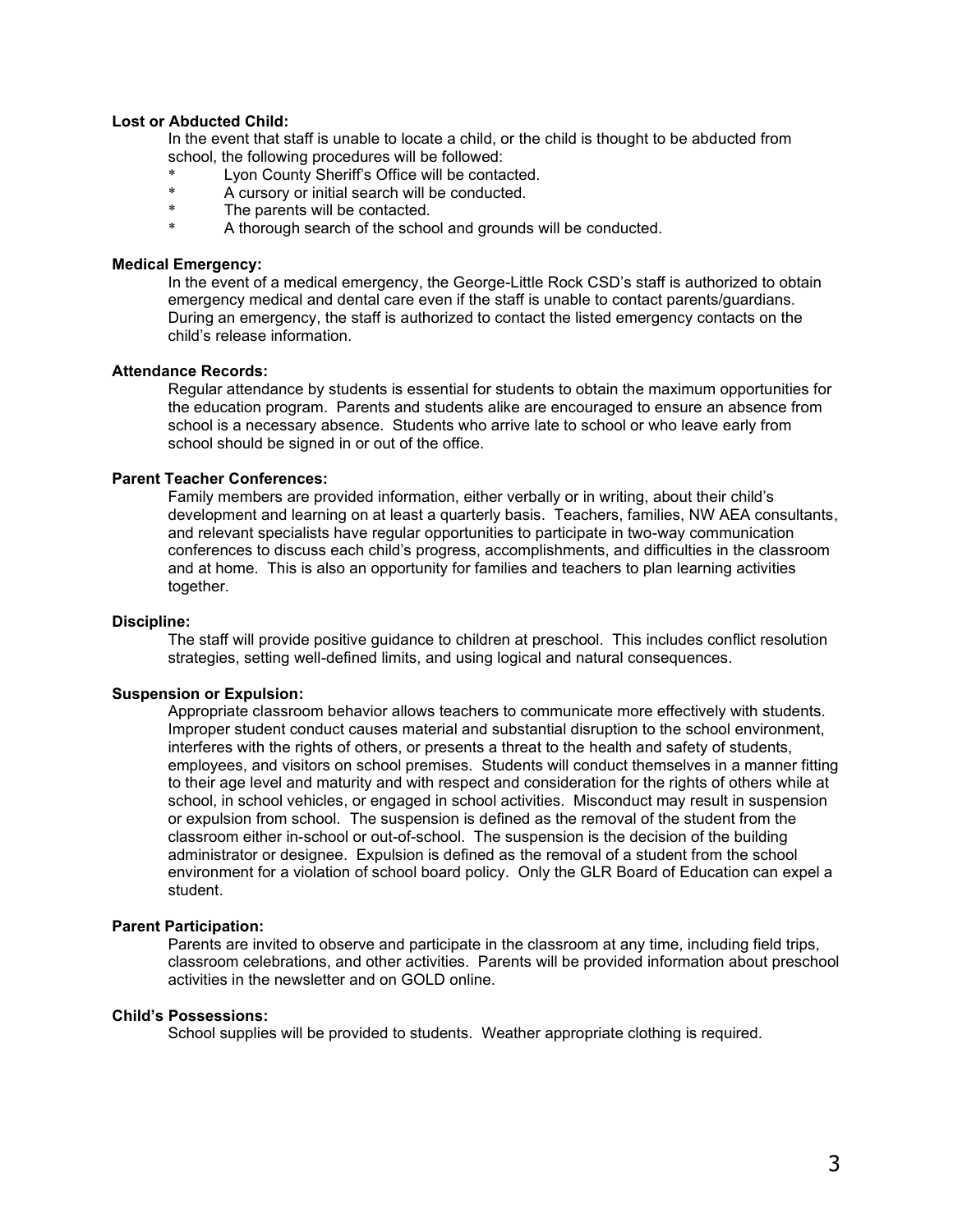**Lost or Abducted Child:**

In the event that staff is unable to locate a child, or the child is thought to be abducted from school, the following procedures will be followed:

* Lyon County Sheriff's Office will be contacted.
* A cursory or initial search will be conducted.
* The parents will be contacted.
* A thorough search of the school and grounds will be conducted.

**Medical Emergency:**

In the event of a medical emergency, the George-Little Rock CSD's staff is authorized to obtain emergency medical and dental care even if the staff is unable to contact parents/guardians. During an emergency, the staff is authorized to contact the listed emergency contacts on the child's release information.

**Attendance Records:**

Regular attendance by students is essential for students to obtain the maximum opportunities for the education program. Parents and students alike are encouraged to ensure an absence from school is a necessary absence. Students who arrive late to school or who leave early from school should be signed in or out of the office.

**Parent Teacher Conferences:**

Family members are provided information, either verbally or in writing, about their child's development and learning on at least a quarterly basis. Teachers, families, NW AEA consultants, and relevant specialists have regular opportunities to participate in two-way communication conferences to discuss each child's progress, accomplishments, and difficulties in the classroom and at home. This is also an opportunity for families and teachers to plan learning activities together.

**Discipline:**

The staff will provide positive guidance to children at preschool. This includes conflict resolution strategies, setting well-defined limits, and using logical and natural consequences.

**Suspension or Expulsion:**

Appropriate classroom behavior allows teachers to communicate more effectively with students. Improper student conduct causes material and substantial disruption to the school environment, interferes with the rights of others, or presents a threat to the health and safety of students, employees, and visitors on school premises. Students will conduct themselves in a manner fitting to their age level and maturity and with respect and consideration for the rights of others while at school, in school vehicles, or engaged in school activities. Misconduct may result in suspension or expulsion from school. The suspension is defined as the removal of the student from the classroom either in-school or out-of-school. The suspension is the decision of the building administrator or designee. Expulsion is defined as the removal of a student from the school environment for a violation of school board policy. Only the GLR Board of Education can expel a student.

**Parent Participation:**

Parents are invited to observe and participate in the classroom at any time, including field trips, classroom celebrations, and other activities. Parents will be provided information about preschool activities in the newsletter and on GOLD online.

**Child's Possessions:**

School supplies will be provided to students. Weather appropriate clothing is required.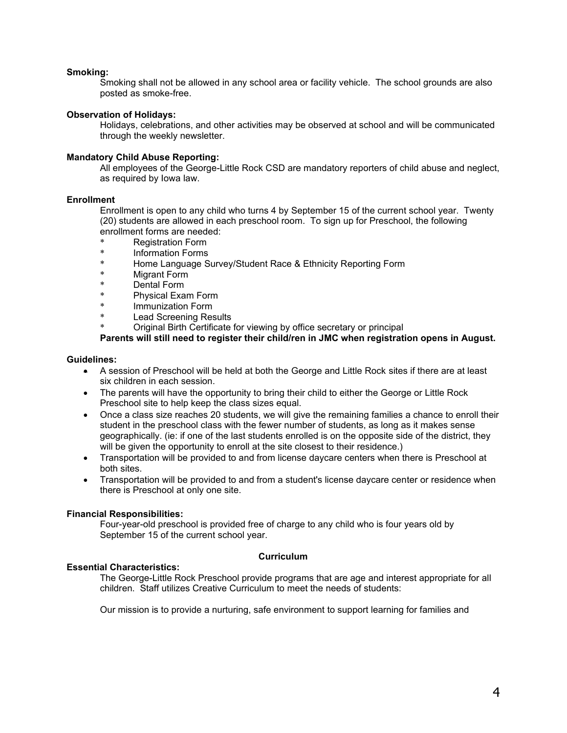**Smoking:**

Smoking shall not be allowed in any school area or facility vehicle. The school grounds are also posted as smoke-free.

**Observation of Holidays:**

Holidays, celebrations, and other activities may be observed at school and will be communicated through the weekly newsletter.

**Mandatory Child Abuse Reporting:**

All employees of the George-Little Rock CSD are mandatory reporters of child abuse and neglect, as required by Iowa law.

**Enrollment**

Enrollment is open to any child who turns 4 by September 15 of the current school year. Twenty (20) students are allowed in each preschool room. To sign up for Preschool, the following enrollment forms are needed:

* Registration Form
* Information Forms
* Home Language Survey/Student Race & Ethnicity Reporting Form
* Migrant Form
* Dental Form
* Physical Exam Form
* Immunization Form
* Lead Screening Results
* Original Birth Certificate for viewing by office secretary or principal

**Parents will still need to register their child/ren in JMC when registration opens in August.**

**Guidelines:**

- A session of Preschool will be held at both the George and Little Rock sites if there are at least six children in each session.
- The parents will have the opportunity to bring their child to either the George or Little Rock Preschool site to help keep the class sizes equal.
- Once a class size reaches 20 students, we will give the remaining families a chance to enroll their student in the preschool class with the fewer number of students, as long as it makes sense geographically. (ie: if one of the last students enrolled is on the opposite side of the district, they will be given the opportunity to enroll at the site closest to their residence.)
- Transportation will be provided to and from license daycare centers when there is Preschool at both sites.
- Transportation will be provided to and from a student's license daycare center or residence when there is Preschool at only one site.

**Financial Responsibilities:**

Four-year-old preschool is provided free of charge to any child who is four years old by September 15 of the current school year.

**Curriculum**

**Essential Characteristics:**

The George-Little Rock Preschool provide programs that are age and interest appropriate for all children. Staff utilizes Creative Curriculum to meet the needs of students:

Our mission is to provide a nurturing, safe environment to support learning for families and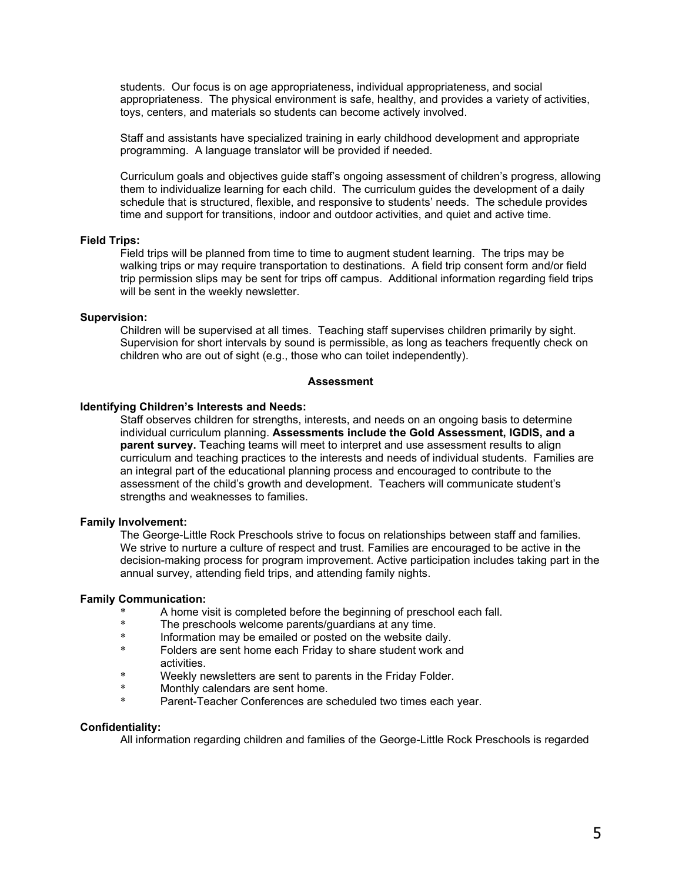students. Our focus is on age appropriateness, individual appropriateness, and social appropriateness. The physical environment is safe, healthy, and provides a variety of activities, toys, centers, and materials so students can become actively involved.

Staff and assistants have specialized training in early childhood development and appropriate programming. A language translator will be provided if needed.

Curriculum goals and objectives guide staff's ongoing assessment of children's progress, allowing them to individualize learning for each child. The curriculum guides the development of a daily schedule that is structured, flexible, and responsive to students' needs. The schedule provides time and support for transitions, indoor and outdoor activities, and quiet and active time.

**Field Trips:**

Field trips will be planned from time to time to augment student learning. The trips may be walking trips or may require transportation to destinations. A field trip consent form and/or field trip permission slips may be sent for trips off campus. Additional information regarding field trips will be sent in the weekly newsletter.

**Supervision:**

Children will be supervised at all times. Teaching staff supervises children primarily by sight. Supervision for short intervals by sound is permissible, as long as teachers frequently check on children who are out of sight (e.g., those who can toilet independently).

## Assessment

**Identifying Children's Interests and Needs:**

Staff observes children for strengths, interests, and needs on an ongoing basis to determine individual curriculum planning. **Assessments include the Gold Assessment, IGDIS, and a parent survey.** Teaching teams will meet to interpret and use assessment results to align curriculum and teaching practices to the interests and needs of individual students. Families are an integral part of the educational planning process and encouraged to contribute to the assessment of the child's growth and development. Teachers will communicate student's strengths and weaknesses to families.

**Family Involvement:**

The George-Little Rock Preschools strive to focus on relationships between staff and families. We strive to nurture a culture of respect and trust. Families are encouraged to be active in the decision-making process for program improvement. Active participation includes taking part in the annual survey, attending field trips, and attending family nights.

**Family Communication:**

* A home visit is completed before the beginning of preschool each fall.
* The preschools welcome parents/guardians at any time.
* Information may be emailed or posted on the website daily.
* Folders are sent home each Friday to share student work and activities.
* Weekly newsletters are sent to parents in the Friday Folder.
* Monthly calendars are sent home.
* Parent-Teacher Conferences are scheduled two times each year.

**Confidentiality:**

All information regarding children and families of the George-Little Rock Preschools is regarded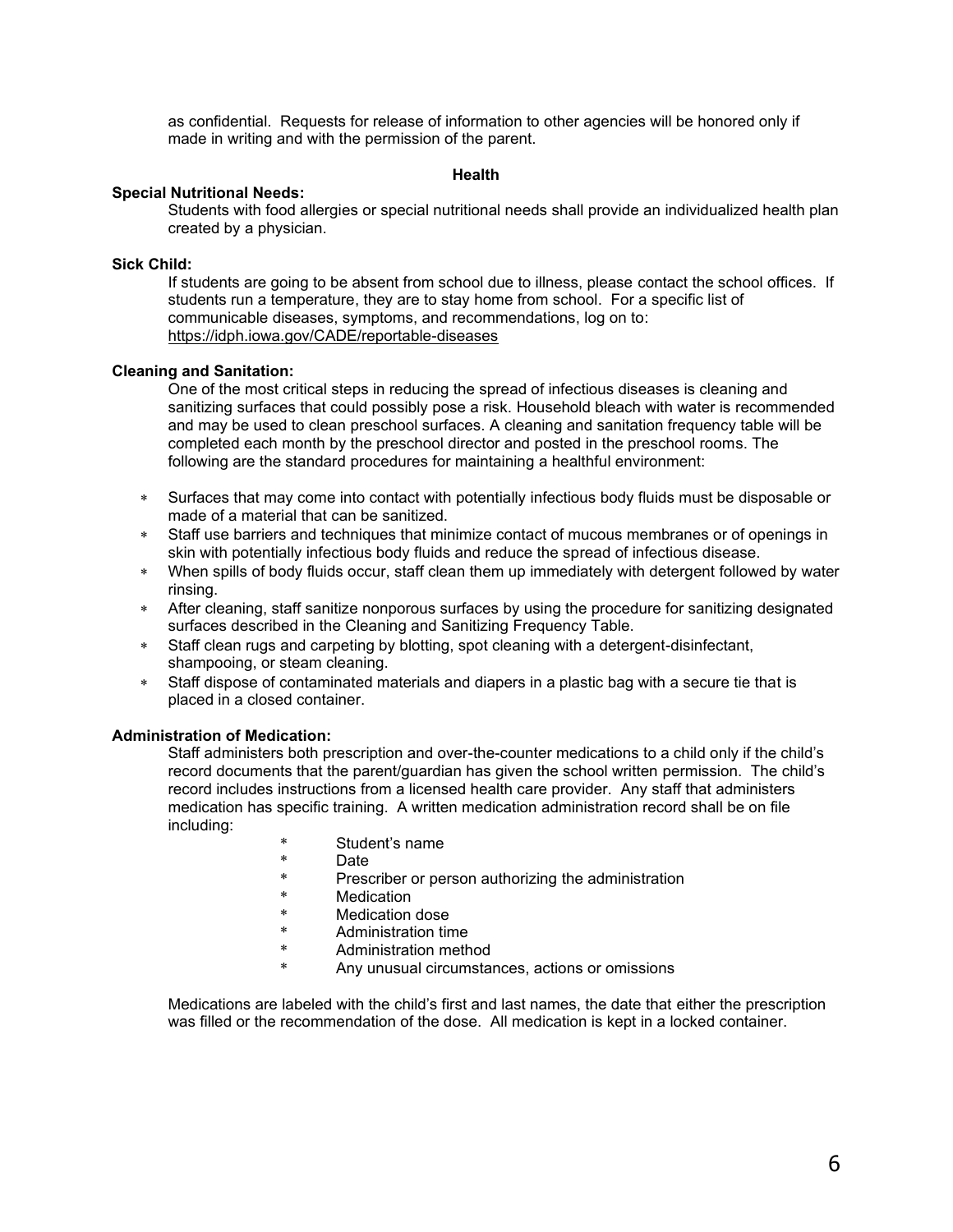as confidential. Requests for release of information to other agencies will be honored only if made in writing and with the permission of the parent.

## Health

**Special Nutritional Needs:**

Students with food allergies or special nutritional needs shall provide an individualized health plan created by a physician.

**Sick Child:**

If students are going to be absent from school due to illness, please contact the school offices. If students run a temperature, they are to stay home from school. For a specific list of communicable diseases, symptoms, and recommendations, log on to: https://idph.iowa.gov/CADE/reportable-diseases

**Cleaning and Sanitation:**

One of the most critical steps in reducing the spread of infectious diseases is cleaning and sanitizing surfaces that could possibly pose a risk. Household bleach with water is recommended and may be used to clean preschool surfaces. A cleaning and sanitation frequency table will be completed each month by the preschool director and posted in the preschool rooms. The following are the standard procedures for maintaining a healthful environment:

- Surfaces that may come into contact with potentially infectious body fluids must be disposable or made of a material that can be sanitized.
- Staff use barriers and techniques that minimize contact of mucous membranes or of openings in skin with potentially infectious body fluids and reduce the spread of infectious disease.
- When spills of body fluids occur, staff clean them up immediately with detergent followed by water rinsing.
- After cleaning, staff sanitize nonporous surfaces by using the procedure for sanitizing designated surfaces described in the Cleaning and Sanitizing Frequency Table.
- Staff clean rugs and carpeting by blotting, spot cleaning with a detergent-disinfectant, shampooing, or steam cleaning.
- Staff dispose of contaminated materials and diapers in a plastic bag with a secure tie that is placed in a closed container.

**Administration of Medication:**

Staff administers both prescription and over-the-counter medications to a child only if the child's record documents that the parent/guardian has given the school written permission. The child's record includes instructions from a licensed health care provider. Any staff that administers medication has specific training. A written medication administration record shall be on file including:

- Student's name
- Date
- Prescriber or person authorizing the administration
- Medication
- Medication dose
- Administration time
- Administration method
- Any unusual circumstances, actions or omissions

Medications are labeled with the child's first and last names, the date that either the prescription was filled or the recommendation of the dose. All medication is kept in a locked container.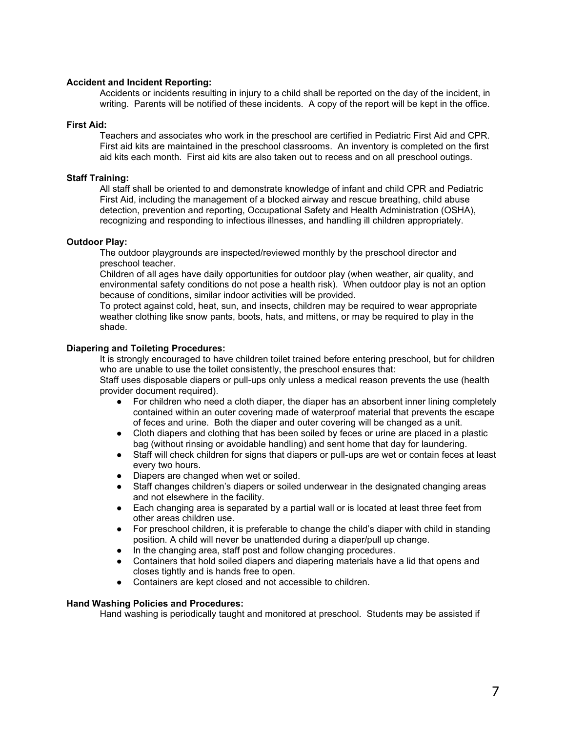**Accident and Incident Reporting:**

Accidents or incidents resulting in injury to a child shall be reported on the day of the incident, in writing. Parents will be notified of these incidents. A copy of the report will be kept in the office.

**First Aid:**

Teachers and associates who work in the preschool are certified in Pediatric First Aid and CPR. First aid kits are maintained in the preschool classrooms. An inventory is completed on the first aid kits each month. First aid kits are also taken out to recess and on all preschool outings.

**Staff Training:**

All staff shall be oriented to and demonstrate knowledge of infant and child CPR and Pediatric First Aid, including the management of a blocked airway and rescue breathing, child abuse detection, prevention and reporting, Occupational Safety and Health Administration (OSHA), recognizing and responding to infectious illnesses, and handling ill children appropriately.

**Outdoor Play:**

The outdoor playgrounds are inspected/reviewed monthly by the preschool director and preschool teacher.

Children of all ages have daily opportunities for outdoor play (when weather, air quality, and environmental safety conditions do not pose a health risk). When outdoor play is not an option because of conditions, similar indoor activities will be provided.

To protect against cold, heat, sun, and insects, children may be required to wear appropriate weather clothing like snow pants, boots, hats, and mittens, or may be required to play in the shade.

**Diapering and Toileting Procedures:**

It is strongly encouraged to have children toilet trained before entering preschool, but for children who are unable to use the toilet consistently, the preschool ensures that:

Staff uses disposable diapers or pull-ups only unless a medical reason prevents the use (health provider document required).

- For children who need a cloth diaper, the diaper has an absorbent inner lining completely contained within an outer covering made of waterproof material that prevents the escape of feces and urine. Both the diaper and outer covering will be changed as a unit.
- Cloth diapers and clothing that has been soiled by feces or urine are placed in a plastic bag (without rinsing or avoidable handling) and sent home that day for laundering.
- Staff will check children for signs that diapers or pull-ups are wet or contain feces at least every two hours.
- Diapers are changed when wet or soiled.
- Staff changes children's diapers or soiled underwear in the designated changing areas and not elsewhere in the facility.
- Each changing area is separated by a partial wall or is located at least three feet from other areas children use.
- For preschool children, it is preferable to change the child's diaper with child in standing position. A child will never be unattended during a diaper/pull up change.
- In the changing area, staff post and follow changing procedures.
- Containers that hold soiled diapers and diapering materials have a lid that opens and closes tightly and is hands free to open.
- Containers are kept closed and not accessible to children.

**Hand Washing Policies and Procedures:**

Hand washing is periodically taught and monitored at preschool. Students may be assisted if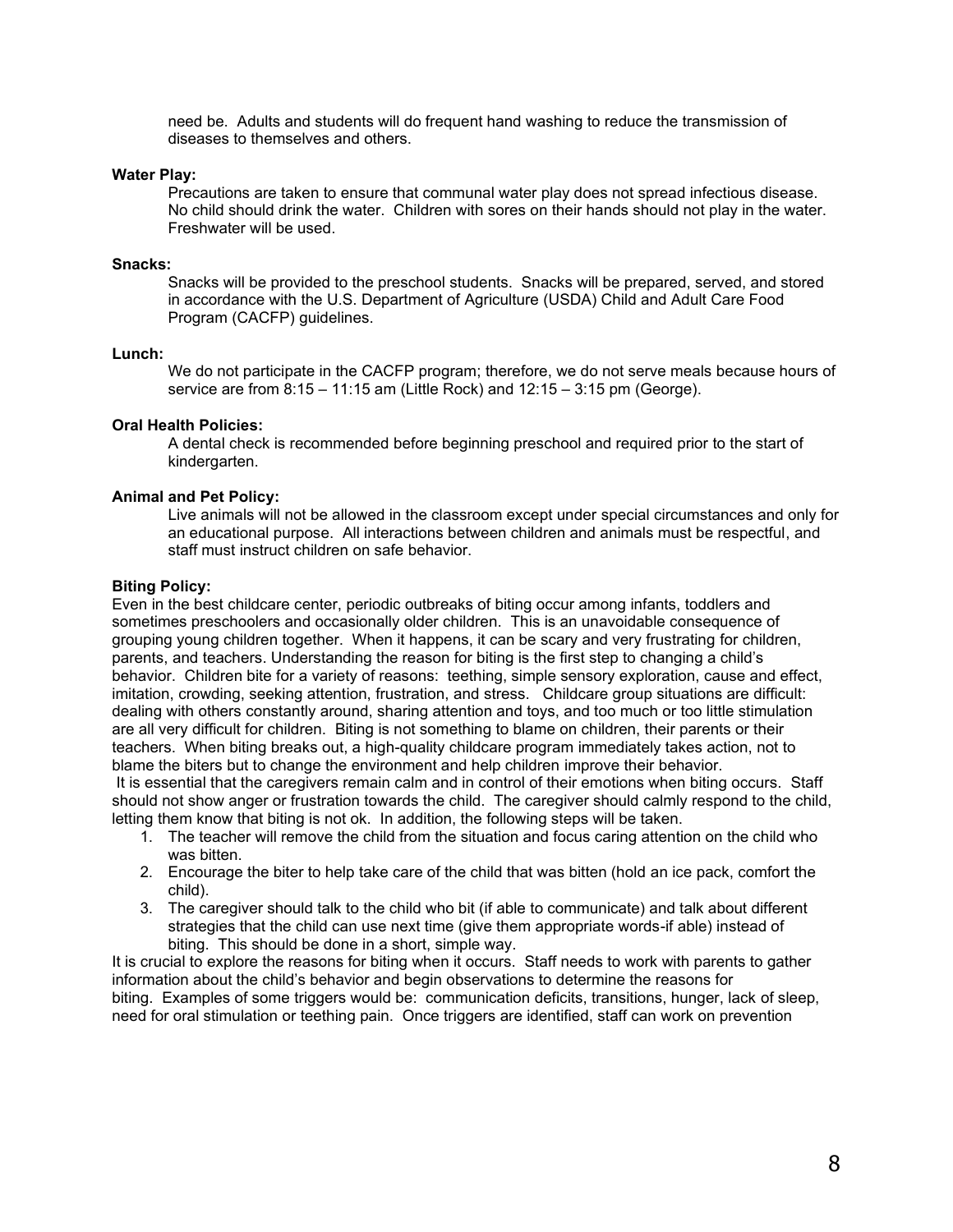need be. Adults and students will do frequent hand washing to reduce the transmission of diseases to themselves and others.

**Water Play:**

Precautions are taken to ensure that communal water play does not spread infectious disease. No child should drink the water. Children with sores on their hands should not play in the water. Freshwater will be used.

**Snacks:**

Snacks will be provided to the preschool students. Snacks will be prepared, served, and stored in accordance with the U.S. Department of Agriculture (USDA) Child and Adult Care Food Program (CACFP) guidelines.

**Lunch:**

We do not participate in the CACFP program; therefore, we do not serve meals because hours of service are from 8:15 – 11:15 am (Little Rock) and 12:15 – 3:15 pm (George).

**Oral Health Policies:**

A dental check is recommended before beginning preschool and required prior to the start of kindergarten.

**Animal and Pet Policy:**

Live animals will not be allowed in the classroom except under special circumstances and only for an educational purpose. All interactions between children and animals must be respectful, and staff must instruct children on safe behavior.

**Biting Policy:**

Even in the best childcare center, periodic outbreaks of biting occur among infants, toddlers and sometimes preschoolers and occasionally older children. This is an unavoidable consequence of grouping young children together. When it happens, it can be scary and very frustrating for children, parents, and teachers. Understanding the reason for biting is the first step to changing a child's behavior. Children bite for a variety of reasons: teething, simple sensory exploration, cause and effect, imitation, crowding, seeking attention, frustration, and stress. Childcare group situations are difficult: dealing with others constantly around, sharing attention and toys, and too much or too little stimulation are all very difficult for children. Biting is not something to blame on children, their parents or their teachers. When biting breaks out, a high-quality childcare program immediately takes action, not to blame the biters but to change the environment and help children improve their behavior.

It is essential that the caregivers remain calm and in control of their emotions when biting occurs. Staff should not show anger or frustration towards the child. The caregiver should calmly respond to the child, letting them know that biting is not ok. In addition, the following steps will be taken.

1. The teacher will remove the child from the situation and focus caring attention on the child who was bitten.
2. Encourage the biter to help take care of the child that was bitten (hold an ice pack, comfort the child).
3. The caregiver should talk to the child who bit (if able to communicate) and talk about different strategies that the child can use next time (give them appropriate words-if able) instead of biting. This should be done in a short, simple way.

It is crucial to explore the reasons for biting when it occurs. Staff needs to work with parents to gather information about the child's behavior and begin observations to determine the reasons for biting. Examples of some triggers would be: communication deficits, transitions, hunger, lack of sleep, need for oral stimulation or teething pain. Once triggers are identified, staff can work on prevention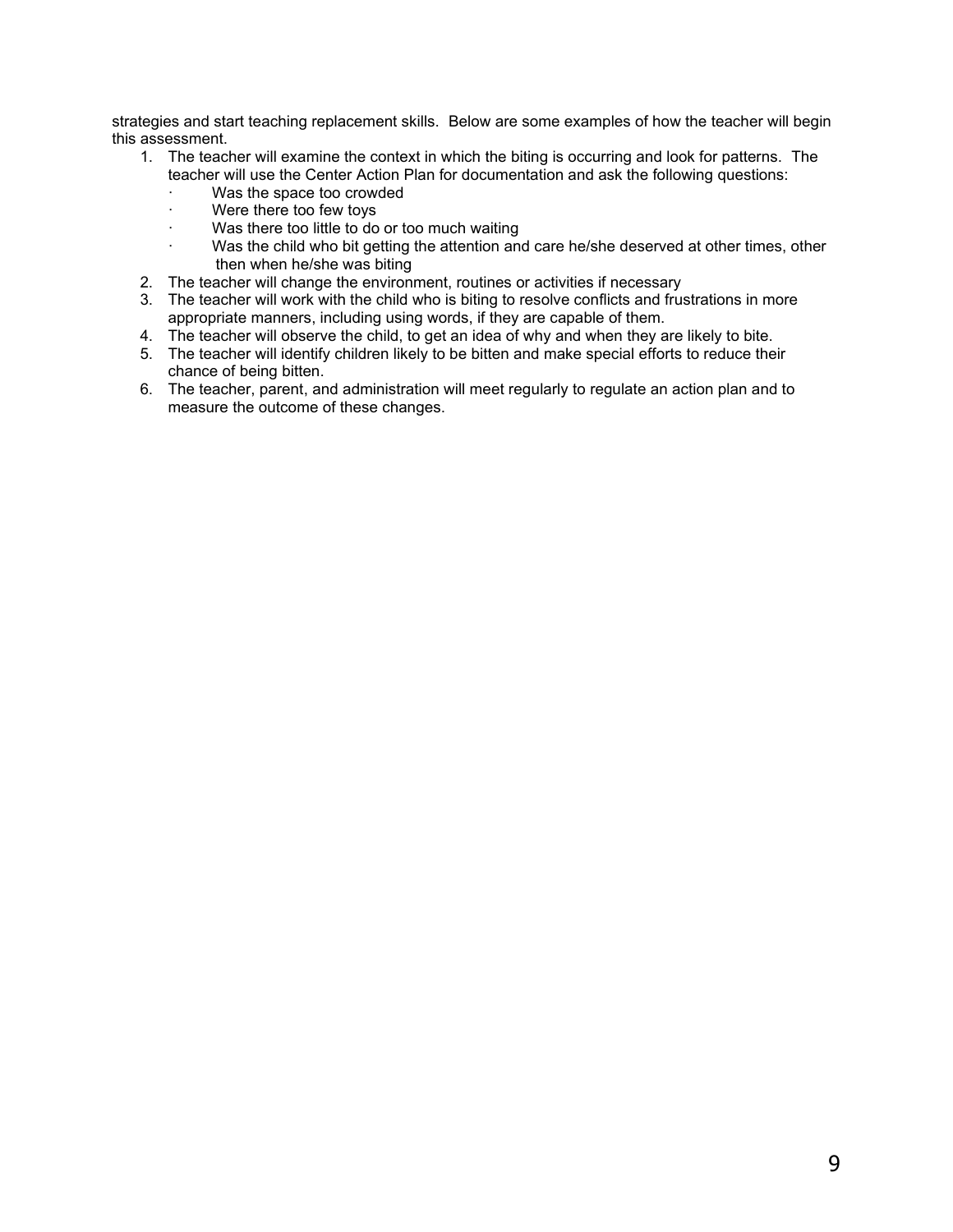strategies and start teaching replacement skills. Below are some examples of how the teacher will begin this assessment.

1. The teacher will examine the context in which the biting is occurring and look for patterns. The teacher will use the Center Action Plan for documentation and ask the following questions:
   - Was the space too crowded
   - Were there too few toys
   - Was there too little to do or too much waiting
   - Was the child who bit getting the attention and care he/she deserved at other times, other then when he/she was biting
2. The teacher will change the environment, routines or activities if necessary
3. The teacher will work with the child who is biting to resolve conflicts and frustrations in more appropriate manners, including using words, if they are capable of them.
4. The teacher will observe the child, to get an idea of why and when they are likely to bite.
5. The teacher will identify children likely to be bitten and make special efforts to reduce their chance of being bitten.
6. The teacher, parent, and administration will meet regularly to regulate an action plan and to measure the outcome of these changes.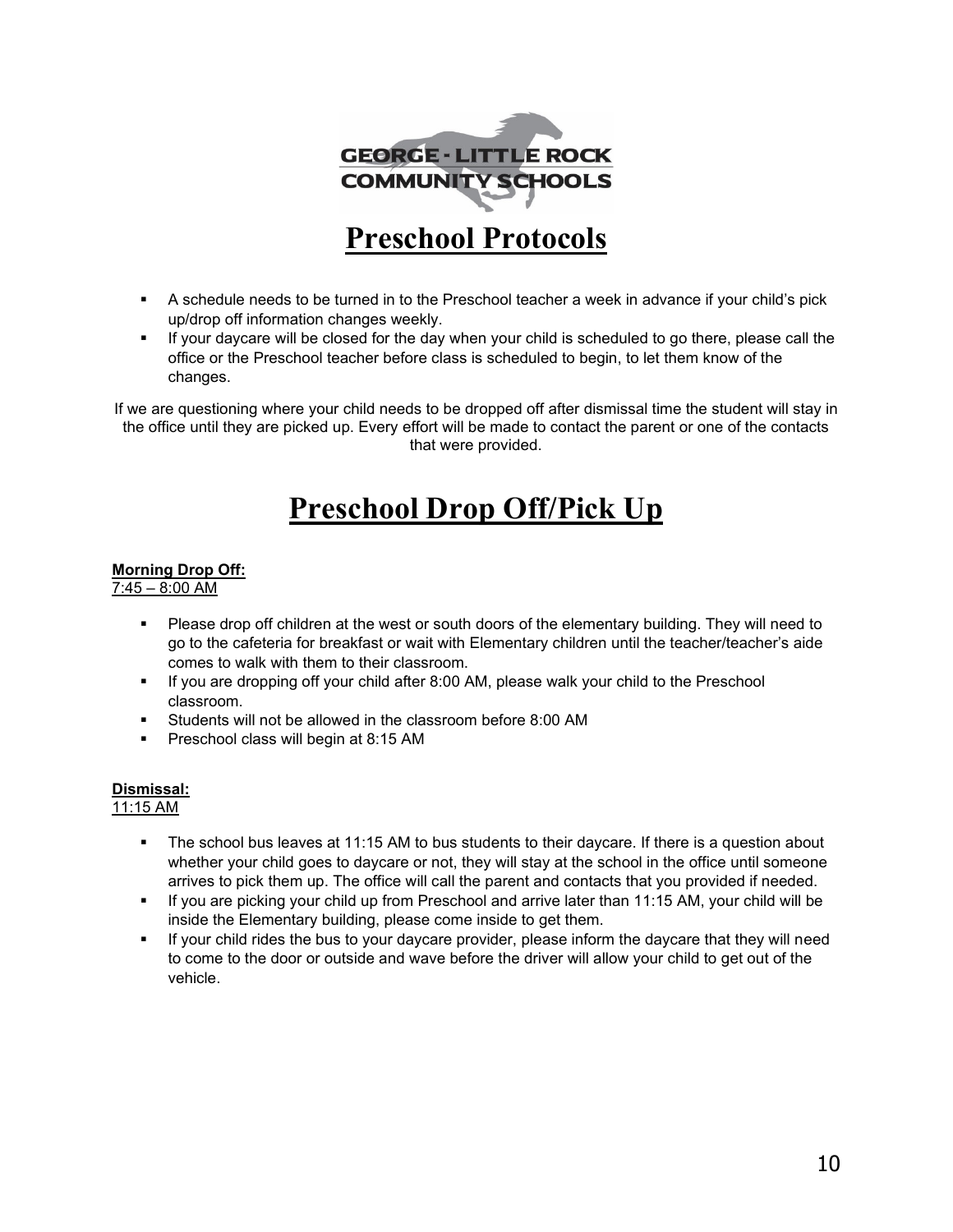GEORGE - LITTLE ROCK COMMUNITY SCHOOLS

# Preschool Protocols

- A schedule needs to be turned in to the Preschool teacher a week in advance if your child's pick up/drop off information changes weekly.
- If your daycare will be closed for the day when your child is scheduled to go there, please call the office or the Preschool teacher before class is scheduled to begin, to let them know of the changes.

If we are questioning where your child needs to be dropped off after dismissal time the student will stay in the office until they are picked up. Every effort will be made to contact the parent or one of the contacts that were provided.

# Preschool Drop Off/Pick Up

**Morning Drop Off:**
7:45 – 8:00 AM

- Please drop off children at the west or south doors of the elementary building. They will need to go to the cafeteria for breakfast or wait with Elementary children until the teacher/teacher's aide comes to walk with them to their classroom.
- If you are dropping off your child after 8:00 AM, please walk your child to the Preschool classroom.
- Students will not be allowed in the classroom before 8:00 AM
- Preschool class will begin at 8:15 AM

**Dismissal:**
11:15 AM

- The school bus leaves at 11:15 AM to bus students to their daycare. If there is a question about whether your child goes to daycare or not, they will stay at the school in the office until someone arrives to pick them up. The office will call the parent and contacts that you provided if needed.
- If you are picking your child up from Preschool and arrive later than 11:15 AM, your child will be inside the Elementary building, please come inside to get them.
- If your child rides the bus to your daycare provider, please inform the daycare that they will need to come to the door or outside and wave before the driver will allow your child to get out of the vehicle.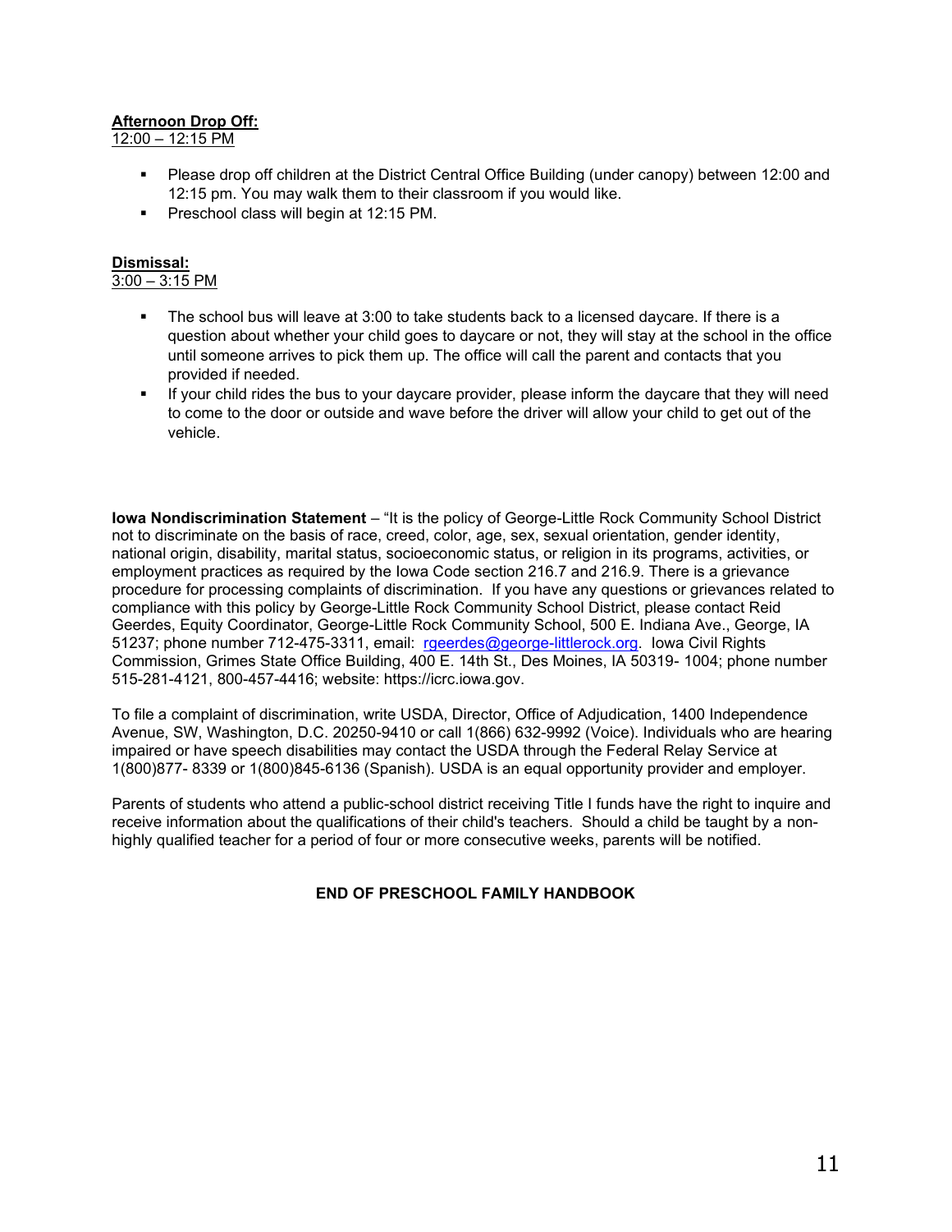**Afternoon Drop Off:**
12:00 – 12:15 PM

- Please drop off children at the District Central Office Building (under canopy) between 12:00 and 12:15 pm. You may walk them to their classroom if you would like.
- Preschool class will begin at 12:15 PM.

**Dismissal:**
3:00 – 3:15 PM

- The school bus will leave at 3:00 to take students back to a licensed daycare. If there is a question about whether your child goes to daycare or not, they will stay at the school in the office until someone arrives to pick them up. The office will call the parent and contacts that you provided if needed.
- If your child rides the bus to your daycare provider, please inform the daycare that they will need to come to the door or outside and wave before the driver will allow your child to get out of the vehicle.

**Iowa Nondiscrimination Statement** – "It is the policy of George-Little Rock Community School District not to discriminate on the basis of race, creed, color, age, sex, sexual orientation, gender identity, national origin, disability, marital status, socioeconomic status, or religion in its programs, activities, or employment practices as required by the Iowa Code section 216.7 and 216.9. There is a grievance procedure for processing complaints of discrimination. If you have any questions or grievances related to compliance with this policy by George-Little Rock Community School District, please contact Reid Geerdes, Equity Coordinator, George-Little Rock Community School, 500 E. Indiana Ave., George, IA 51237; phone number 712-475-3311, email: rgeerdes@george-littlerock.org. Iowa Civil Rights Commission, Grimes State Office Building, 400 E. 14th St., Des Moines, IA 50319- 1004; phone number 515-281-4121, 800-457-4416; website: https://icrc.iowa.gov.

To file a complaint of discrimination, write USDA, Director, Office of Adjudication, 1400 Independence Avenue, SW, Washington, D.C. 20250-9410 or call 1(866) 632-9992 (Voice). Individuals who are hearing impaired or have speech disabilities may contact the USDA through the Federal Relay Service at 1(800)877- 8339 or 1(800)845-6136 (Spanish). USDA is an equal opportunity provider and employer.

Parents of students who attend a public-school district receiving Title I funds have the right to inquire and receive information about the qualifications of their child's teachers. Should a child be taught by a non-highly qualified teacher for a period of four or more consecutive weeks, parents will be notified.

**END OF PRESCHOOL FAMILY HANDBOOK**